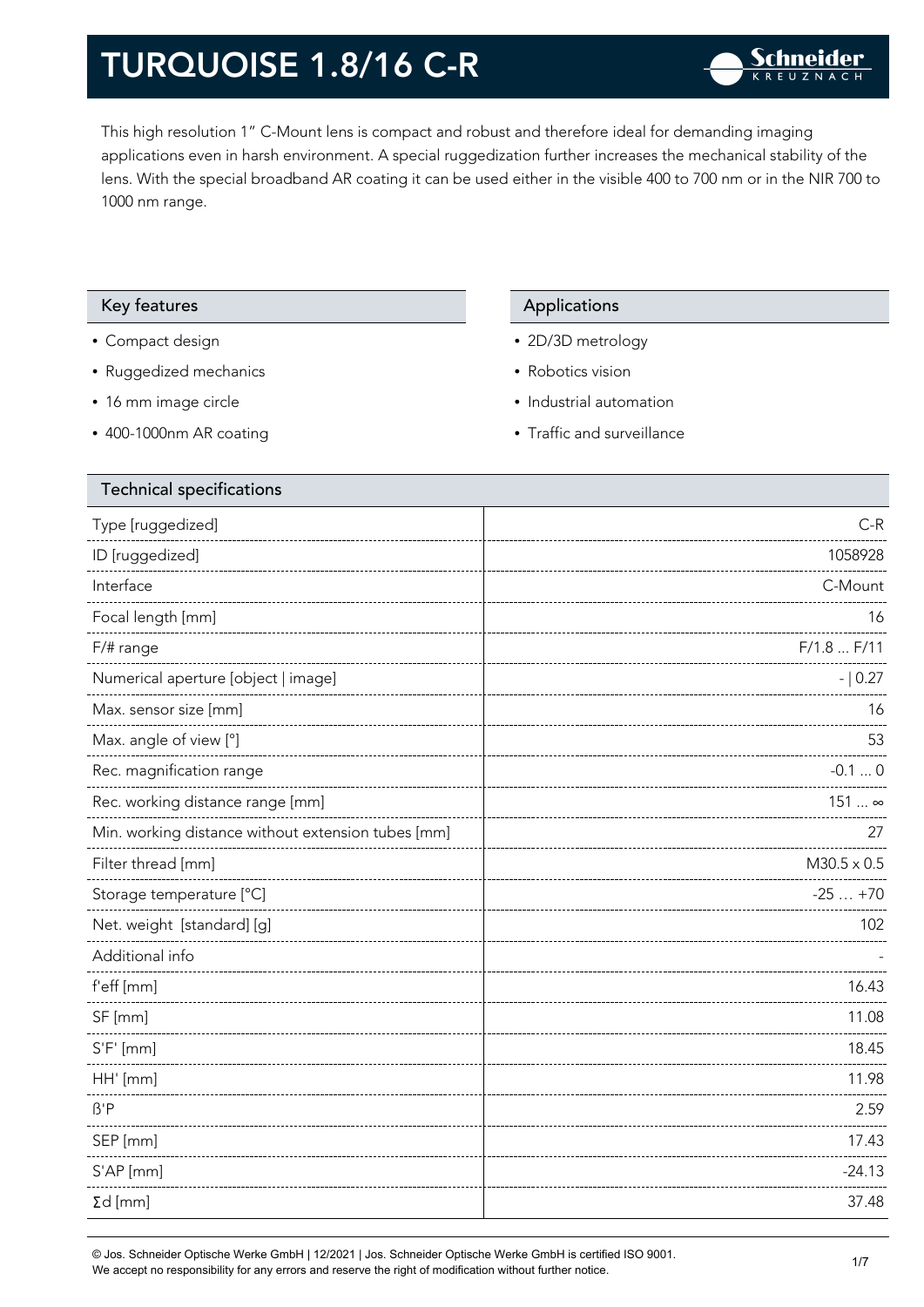# TURQUOISE 1.8/16 C-R

This high resolution 1" C-Mount lens is compact and robust and therefore ideal for demanding imaging applications even in harsh environment. A special ruggedization further increases the mechanical stability of the lens. With the special broadband AR coating it can be used either in the visible 400 to 700 nm or in the NIR 700 to 1000 nm range.

## Key features

- Compact design
- Ruggedized mechanics
- 16 mm image circle
- 400-1000nm AR coating

## Applications

- 2D/3D metrology
- Robotics vision
- Industrial automation
- Traffic and surveillance

## Technical specifications

| | |
|---|---|
| Type [ruggedized] | C-R |
| ID [ruggedized] | 1058928 |
| Interface | C-Mount |
| Focal length [mm] | 16 |
| F/# range | F/1.8 ... F/11 |
| Numerical aperture [object \| image] | - \| 0.27 |
| Max. sensor size [mm] | 16 |
| Max. angle of view [°] | 53 |
| Rec. magnification range | -0.1 ... 0 |
| Rec. working distance range [mm] | 151 ... ∞ |
| Min. working distance without extension tubes [mm] | 27 |
| Filter thread [mm] | M30.5 x 0.5 |
| Storage temperature [°C] | -25 … +70 |
| Net. weight [standard] [g] | 102 |
| Additional info | - |
| f'eff [mm] | 16.43 |
| SF [mm] | 11.08 |
| S'F' [mm] | 18.45 |
| HH' [mm] | 11.98 |
| ß'P | 2.59 |
| SEP [mm] | 17.43 |
| S'AP [mm] | -24.13 |
| Σd [mm] | 37.48 |

© Jos. Schneider Optische Werke GmbH | 12/2021 | Jos. Schneider Optische Werke GmbH is certified ISO 9001.
We accept no responsibility for any errors and reserve the right of modification without further notice.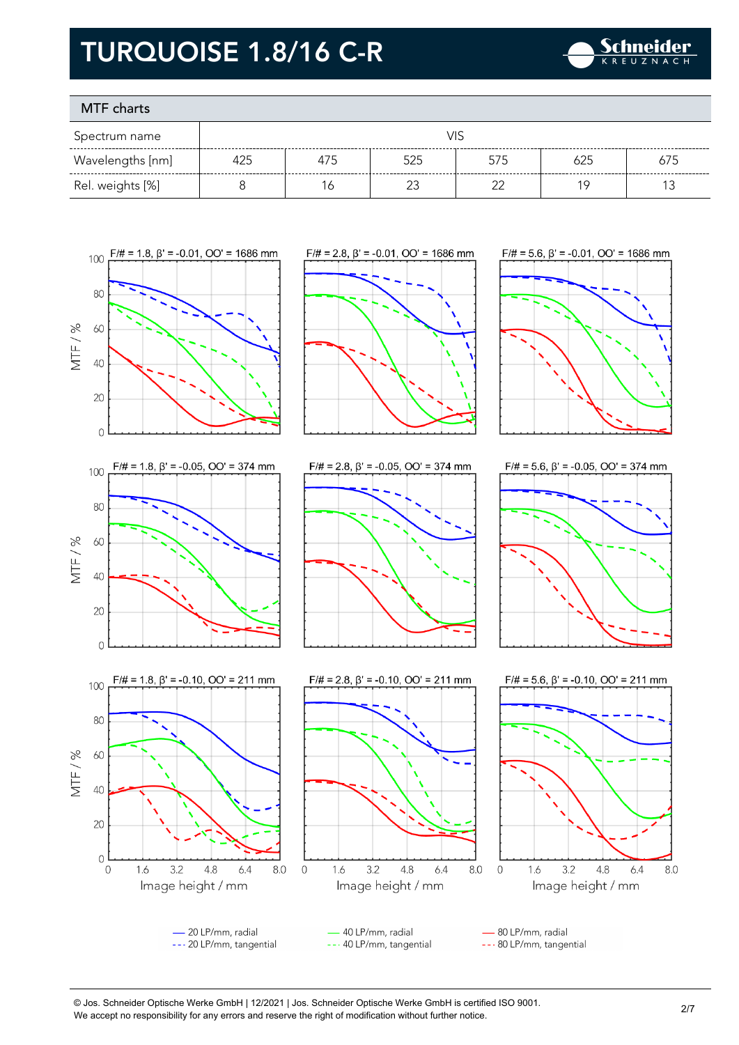# TURQUOISE 1.8/16 C-R

## MTF charts

| Spectrum name | VIS | | | | | |
|---|---|---|---|---|---|---|
| Wavelengths [nm] | 425 | 475 | 525 | 575 | 625 | 675 |
| Rel. weights [%] | 8 | 16 | 23 | 22 | 19 | 13 |

F/# = 1.8, β' = -0.01, OO' = 1686 mm

F/# = 2.8, β' = -0.01, OO' = 1686 mm

F/# = 5.6, β' = -0.01, OO' = 1686 mm

F/# = 1.8, β' = -0.05, OO' = 374 mm

F/# = 2.8, β' = -0.05, OO' = 374 mm

F/# = 5.6, β' = -0.05, OO' = 374 mm

F/# = 1.8, β' = -0.10, OO' = 211 mm

F/# = 2.8, β' = -0.10, OO' = 211 mm

F/# = 5.6, β' = -0.10, OO' = 211 mm

MTF / %

Image height / mm

— 20 LP/mm, radial
--- 20 LP/mm, tangential
— 40 LP/mm, radial
--- 40 LP/mm, tangential
— 80 LP/mm, radial
--- 80 LP/mm, tangential

© Jos. Schneider Optische Werke GmbH | 12/2021 | Jos. Schneider Optische Werke GmbH is certified ISO 9001.
We accept no responsibility for any errors and reserve the right of modification without further notice.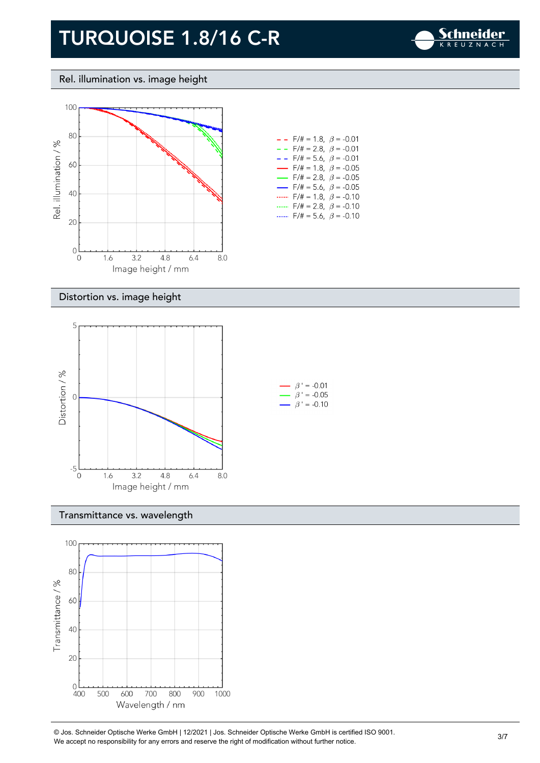# TURQUOISE 1.8/16 C-R

## Rel. illumination vs. image height

Rel. illumination / %

Image height / mm

- F/# = 1.8, $\beta$ = -0.01
- F/# = 2.8, $\beta$ = -0.01
- F/# = 5.6, $\beta$ = -0.01
- F/# = 1.8, $\beta$ = -0.05
- F/# = 2.8, $\beta$ = -0.05
- F/# = 5.6, $\beta$ = -0.05
- F/# = 1.8, $\beta$ = -0.10
- F/# = 2.8, $\beta$ = -0.10
- F/# = 5.6, $\beta$ = -0.10

## Distortion vs. image height

Distortion / %

Image height / mm

- $\beta'$ = -0.01
- $\beta'$ = -0.05
- $\beta'$ = -0.10

## Transmittance vs. wavelength

Transmittance / %

Wavelength / nm

© Jos. Schneider Optische Werke GmbH | 12/2021 | Jos. Schneider Optische Werke GmbH is certified ISO 9001.
We accept no responsibility for any errors and reserve the right of modification without further notice.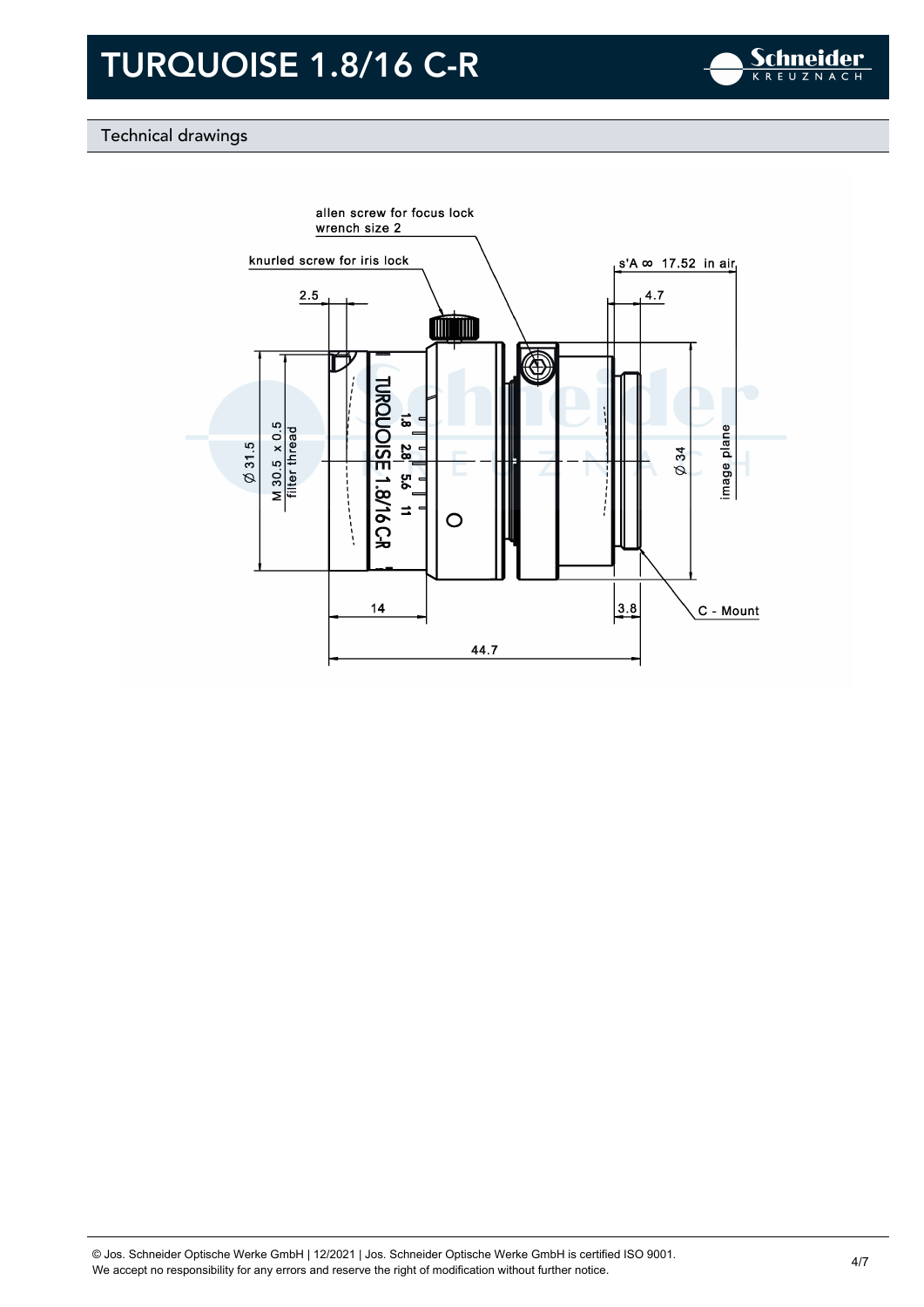# TURQUOISE 1.8/16 C-R

## Technical drawings

allen screw for focus lock
wrench size 2

knurled screw for iris lock

s'A ∞ 17.52 in air

2.5

4.7

Ø 31.5

M 30.5 x 0.5
filter thread

Ø 34

image plane

14

3.8

C - Mount

44.7

© Jos. Schneider Optische Werke GmbH | 12/2021 | Jos. Schneider Optische Werke GmbH is certified ISO 9001.
We accept no responsibility for any errors and reserve the right of modification without further notice.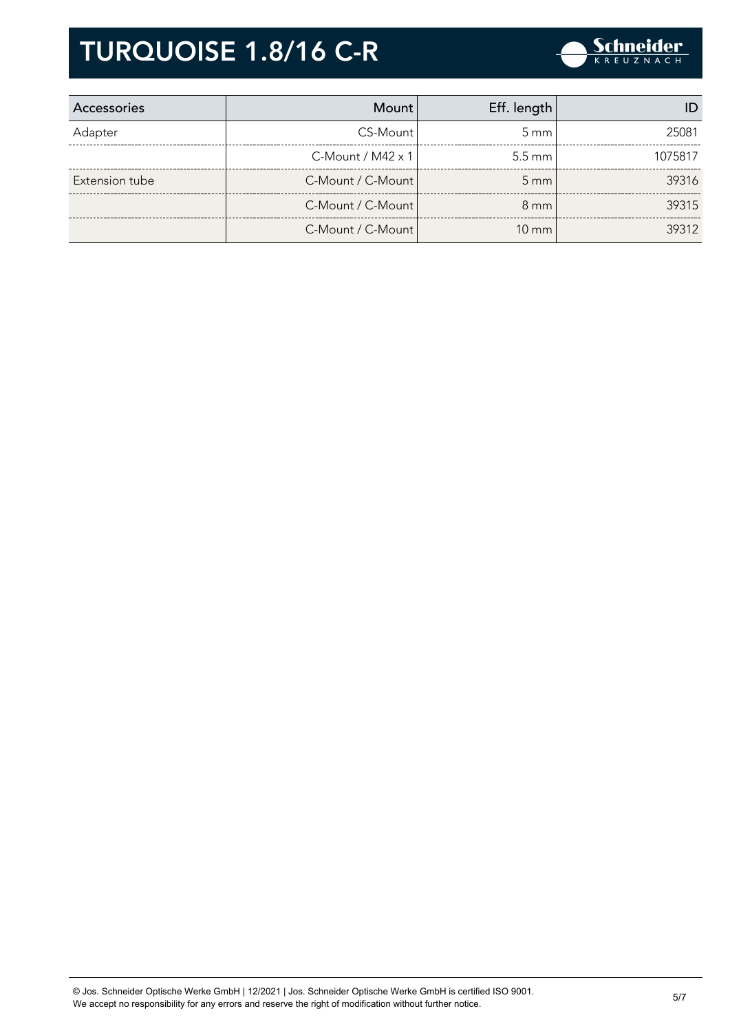# TURQUOISE 1.8/16 C-R

| Accessories | Mount | Eff. length | ID |
|---|---|---|---|
| Adapter | CS-Mount | 5 mm | 25081 |
| | C-Mount / M42 x 1 | 5.5 mm | 1075817 |
| Extension tube | C-Mount / C-Mount | 5 mm | 39316 |
| | C-Mount / C-Mount | 8 mm | 39315 |
| | C-Mount / C-Mount | 10 mm | 39312 |

© Jos. Schneider Optische Werke GmbH | 12/2021 | Jos. Schneider Optische Werke GmbH is certified ISO 9001.
We accept no responsibility for any errors and reserve the right of modification without further notice.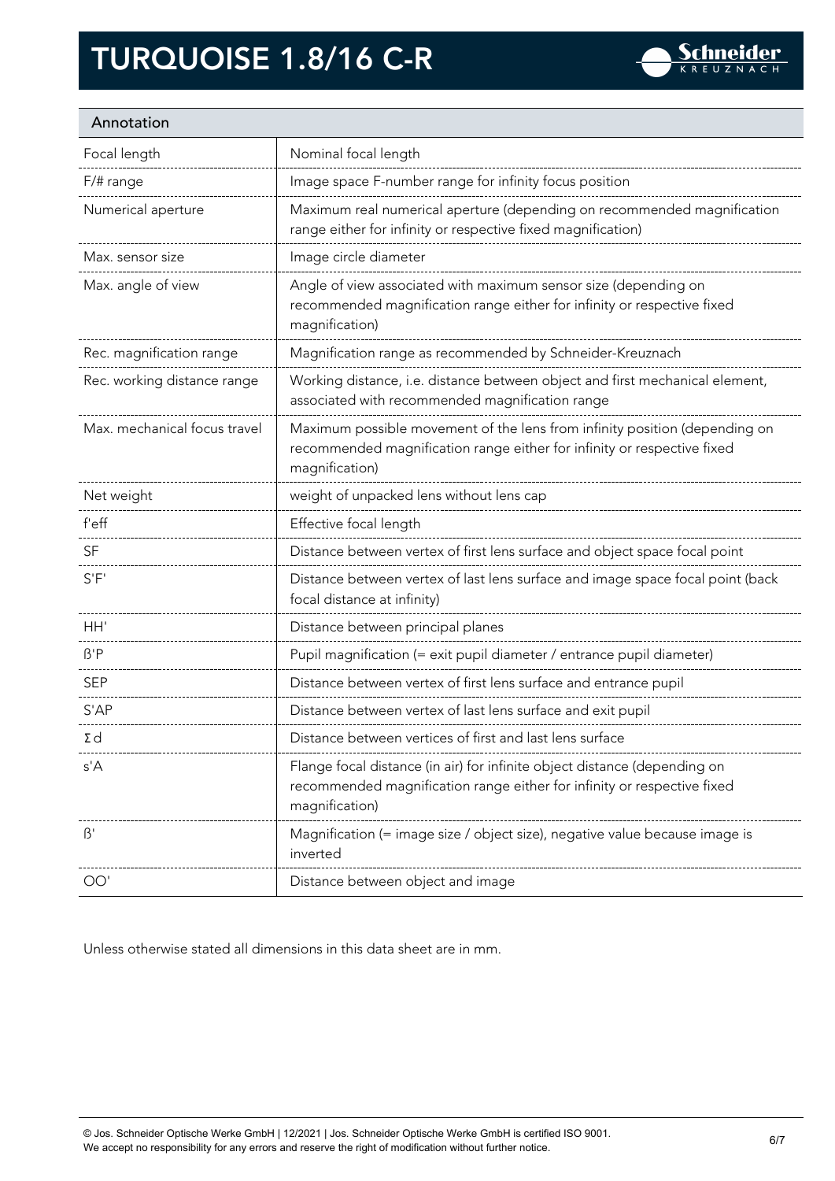# TURQUOISE 1.8/16 C-R

| Annotation | |
|---|---|
| Focal length | Nominal focal length |
| F/# range | Image space F-number range for infinity focus position |
| Numerical aperture | Maximum real numerical aperture (depending on recommended magnification range either for infinity or respective fixed magnification) |
| Max. sensor size | Image circle diameter |
| Max. angle of view | Angle of view associated with maximum sensor size (depending on recommended magnification range either for infinity or respective fixed magnification) |
| Rec. magnification range | Magnification range as recommended by Schneider-Kreuznach |
| Rec. working distance range | Working distance, i.e. distance between object and first mechanical element, associated with recommended magnification range |
| Max. mechanical focus travel | Maximum possible movement of the lens from infinity position (depending on recommended magnification range either for infinity or respective fixed magnification) |
| Net weight | weight of unpacked lens without lens cap |
| f'eff | Effective focal length |
| SF | Distance between vertex of first lens surface and object space focal point |
| S'F' | Distance between vertex of last lens surface and image space focal point (back focal distance at infinity) |
| HH' | Distance between principal planes |
| ß'P | Pupil magnification (= exit pupil diameter / entrance pupil diameter) |
| SEP | Distance between vertex of first lens surface and entrance pupil |
| S'AP | Distance between vertex of last lens surface and exit pupil |
| Σ d | Distance between vertices of first and last lens surface |
| s'A | Flange focal distance (in air) for infinite object distance (depending on recommended magnification range either for infinity or respective fixed magnification) |
| ß' | Magnification (= image size / object size), negative value because image is inverted |
| OO' | Distance between object and image |

Unless otherwise stated all dimensions in this data sheet are in mm.

© Jos. Schneider Optische Werke GmbH | 12/2021 | Jos. Schneider Optische Werke GmbH is certified ISO 9001.
We accept no responsibility for any errors and reserve the right of modification without further notice.